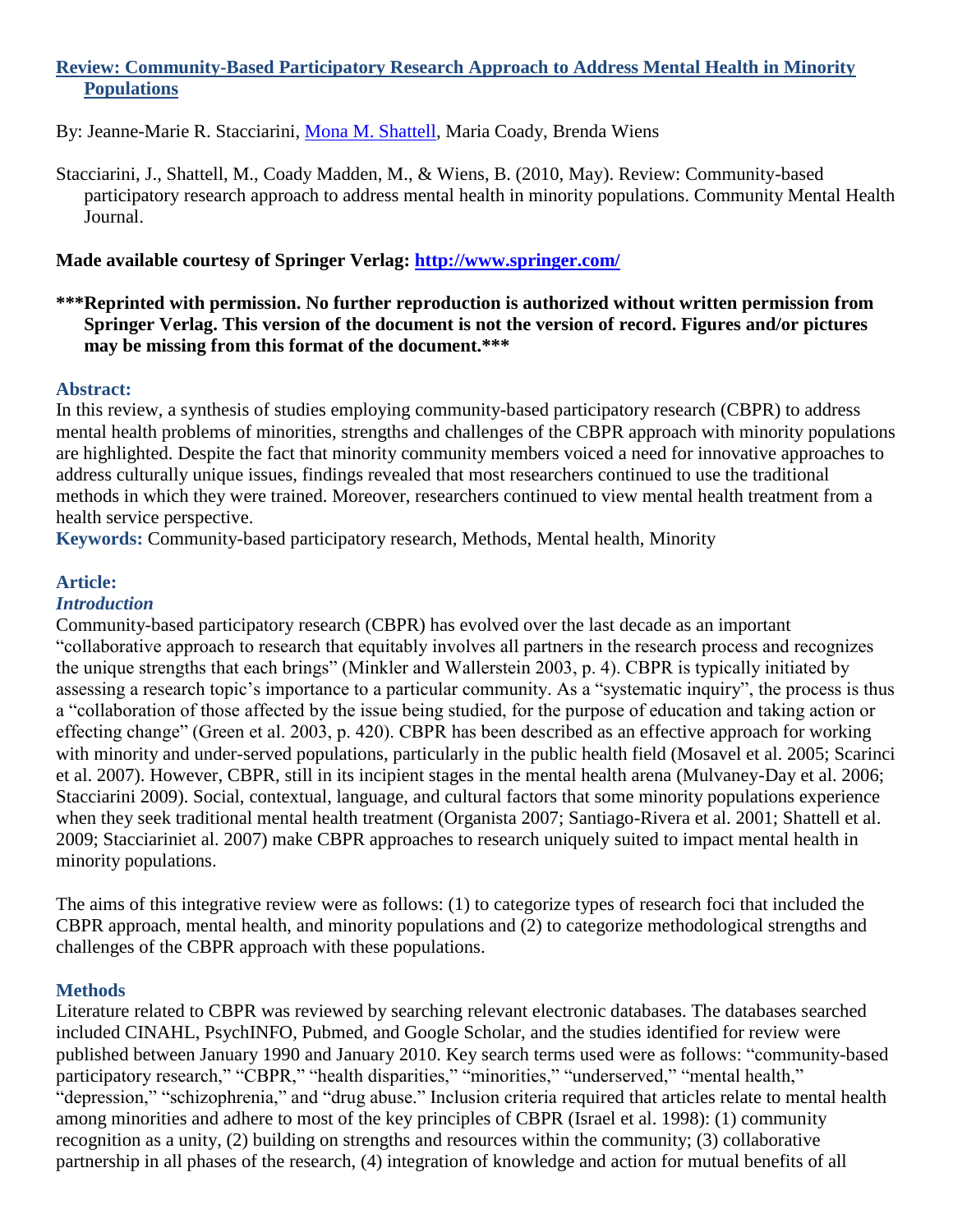# Review: Community-Based Participatory Research Approach to Address Mental Health in Minority Populations

By: Jeanne-Marie R. Stacciarini, Mona M. Shattell, Maria Coady, Brenda Wiens

Stacciarini, J., Shattell, M., Coady Madden, M., & Wiens, B. (2010, May). Review: Community-based participatory research approach to address mental health in minority populations. Community Mental Health Journal.

**Made available courtesy of Springer Verlag: http://www.springer.com/**

**\*\*\*Reprinted with permission. No further reproduction is authorized without written permission from Springer Verlag. This version of the document is not the version of record. Figures and/or pictures may be missing from this format of the document.\*\*\***

## Abstract:

In this review, a synthesis of studies employing community-based participatory research (CBPR) to address mental health problems of minorities, strengths and challenges of the CBPR approach with minority populations are highlighted. Despite the fact that minority community members voiced a need for innovative approaches to address culturally unique issues, findings revealed that most researchers continued to use the traditional methods in which they were trained. Moreover, researchers continued to view mental health treatment from a health service perspective.

**Keywords:** Community-based participatory research, Methods, Mental health, Minority

## Article:

### *Introduction*

Community-based participatory research (CBPR) has evolved over the last decade as an important "collaborative approach to research that equitably involves all partners in the research process and recognizes the unique strengths that each brings" (Minkler and Wallerstein 2003, p. 4). CBPR is typically initiated by assessing a research topic's importance to a particular community. As a "systematic inquiry", the process is thus a "collaboration of those affected by the issue being studied, for the purpose of education and taking action or effecting change" (Green et al. 2003, p. 420). CBPR has been described as an effective approach for working with minority and under-served populations, particularly in the public health field (Mosavel et al. 2005; Scarinci et al. 2007). However, CBPR, still in its incipient stages in the mental health arena (Mulvaney-Day et al. 2006; Stacciarini 2009). Social, contextual, language, and cultural factors that some minority populations experience when they seek traditional mental health treatment (Organista 2007; Santiago-Rivera et al. 2001; Shattell et al. 2009; Stacciariniet al. 2007) make CBPR approaches to research uniquely suited to impact mental health in minority populations.

The aims of this integrative review were as follows: (1) to categorize types of research foci that included the CBPR approach, mental health, and minority populations and (2) to categorize methodological strengths and challenges of the CBPR approach with these populations.

## Methods

Literature related to CBPR was reviewed by searching relevant electronic databases. The databases searched included CINAHL, PsychINFO, Pubmed, and Google Scholar, and the studies identified for review were published between January 1990 and January 2010. Key search terms used were as follows: "community-based participatory research," "CBPR," "health disparities," "minorities," "underserved," "mental health," "depression," "schizophrenia," and "drug abuse." Inclusion criteria required that articles relate to mental health among minorities and adhere to most of the key principles of CBPR (Israel et al. 1998): (1) community recognition as a unity, (2) building on strengths and resources within the community; (3) collaborative partnership in all phases of the research, (4) integration of knowledge and action for mutual benefits of all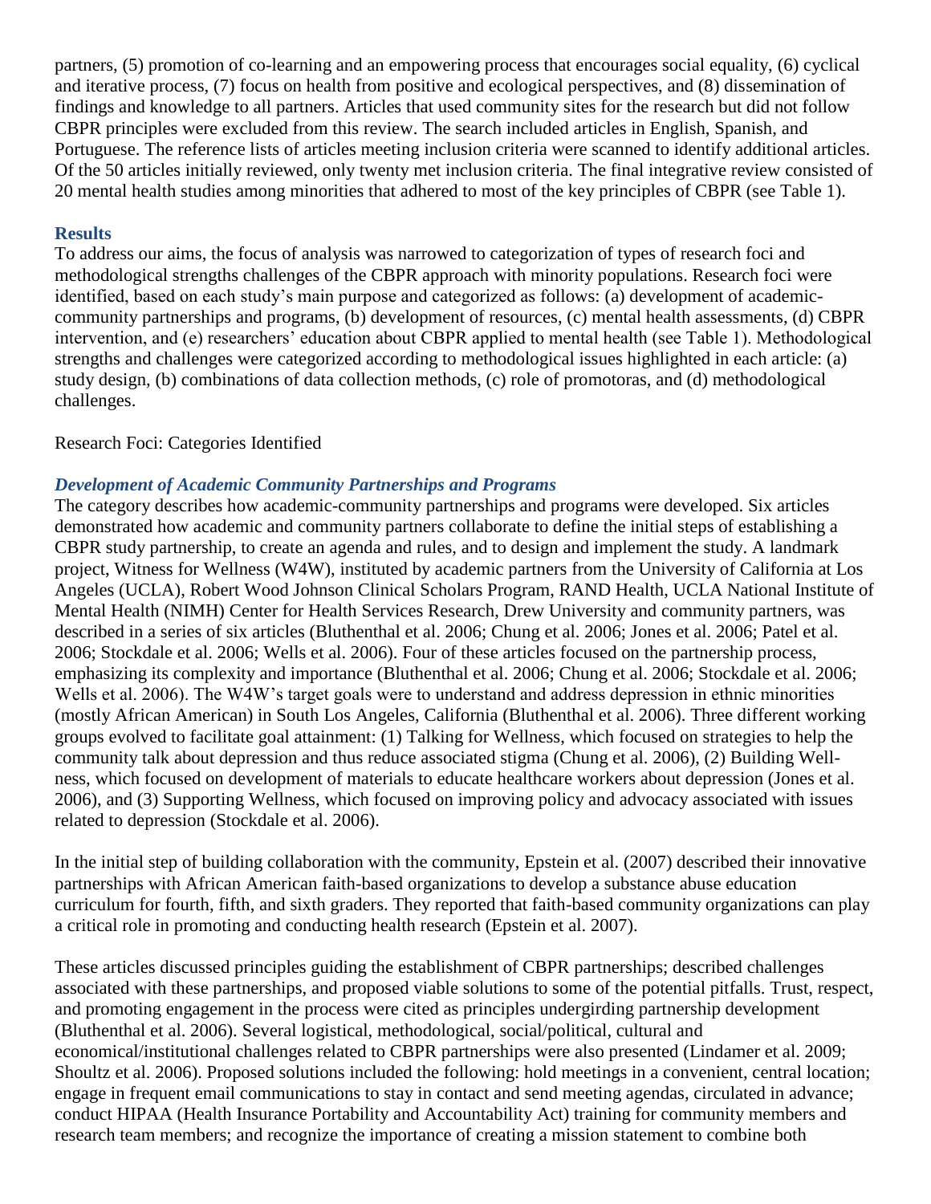partners, (5) promotion of co-learning and an empowering process that encourages social equality, (6) cyclical and iterative process, (7) focus on health from positive and ecological perspectives, and (8) dissemination of findings and knowledge to all partners. Articles that used community sites for the research but did not follow CBPR principles were excluded from this review. The search included articles in English, Spanish, and Portuguese. The reference lists of articles meeting inclusion criteria were scanned to identify additional articles. Of the 50 articles initially reviewed, only twenty met inclusion criteria. The final integrative review consisted of 20 mental health studies among minorities that adhered to most of the key principles of CBPR (see Table 1).

## Results

To address our aims, the focus of analysis was narrowed to categorization of types of research foci and methodological strengths challenges of the CBPR approach with minority populations. Research foci were identified, based on each study's main purpose and categorized as follows: (a) development of academic-community partnerships and programs, (b) development of resources, (c) mental health assessments, (d) CBPR intervention, and (e) researchers' education about CBPR applied to mental health (see Table 1). Methodological strengths and challenges were categorized according to methodological issues highlighted in each article: (a) study design, (b) combinations of data collection methods, (c) role of promotoras, and (d) methodological challenges.

Research Foci: Categories Identified

### *Development of Academic Community Partnerships and Programs*

The category describes how academic-community partnerships and programs were developed. Six articles demonstrated how academic and community partners collaborate to define the initial steps of establishing a CBPR study partnership, to create an agenda and rules, and to design and implement the study. A landmark project, Witness for Wellness (W4W), instituted by academic partners from the University of California at Los Angeles (UCLA), Robert Wood Johnson Clinical Scholars Program, RAND Health, UCLA National Institute of Mental Health (NIMH) Center for Health Services Research, Drew University and community partners, was described in a series of six articles (Bluthenthal et al. 2006; Chung et al. 2006; Jones et al. 2006; Patel et al. 2006; Stockdale et al. 2006; Wells et al. 2006). Four of these articles focused on the partnership process, emphasizing its complexity and importance (Bluthenthal et al. 2006; Chung et al. 2006; Stockdale et al. 2006; Wells et al. 2006). The W4W's target goals were to understand and address depression in ethnic minorities (mostly African American) in South Los Angeles, California (Bluthenthal et al. 2006). Three different working groups evolved to facilitate goal attainment: (1) Talking for Wellness, which focused on strategies to help the community talk about depression and thus reduce associated stigma (Chung et al. 2006), (2) Building Wellness, which focused on development of materials to educate healthcare workers about depression (Jones et al. 2006), and (3) Supporting Wellness, which focused on improving policy and advocacy associated with issues related to depression (Stockdale et al. 2006).

In the initial step of building collaboration with the community, Epstein et al. (2007) described their innovative partnerships with African American faith-based organizations to develop a substance abuse education curriculum for fourth, fifth, and sixth graders. They reported that faith-based community organizations can play a critical role in promoting and conducting health research (Epstein et al. 2007).

These articles discussed principles guiding the establishment of CBPR partnerships; described challenges associated with these partnerships, and proposed viable solutions to some of the potential pitfalls. Trust, respect, and promoting engagement in the process were cited as principles undergirding partnership development (Bluthenthal et al. 2006). Several logistical, methodological, social/political, cultural and economical/institutional challenges related to CBPR partnerships were also presented (Lindamer et al. 2009; Shoultz et al. 2006). Proposed solutions included the following: hold meetings in a convenient, central location; engage in frequent email communications to stay in contact and send meeting agendas, circulated in advance; conduct HIPAA (Health Insurance Portability and Accountability Act) training for community members and research team members; and recognize the importance of creating a mission statement to combine both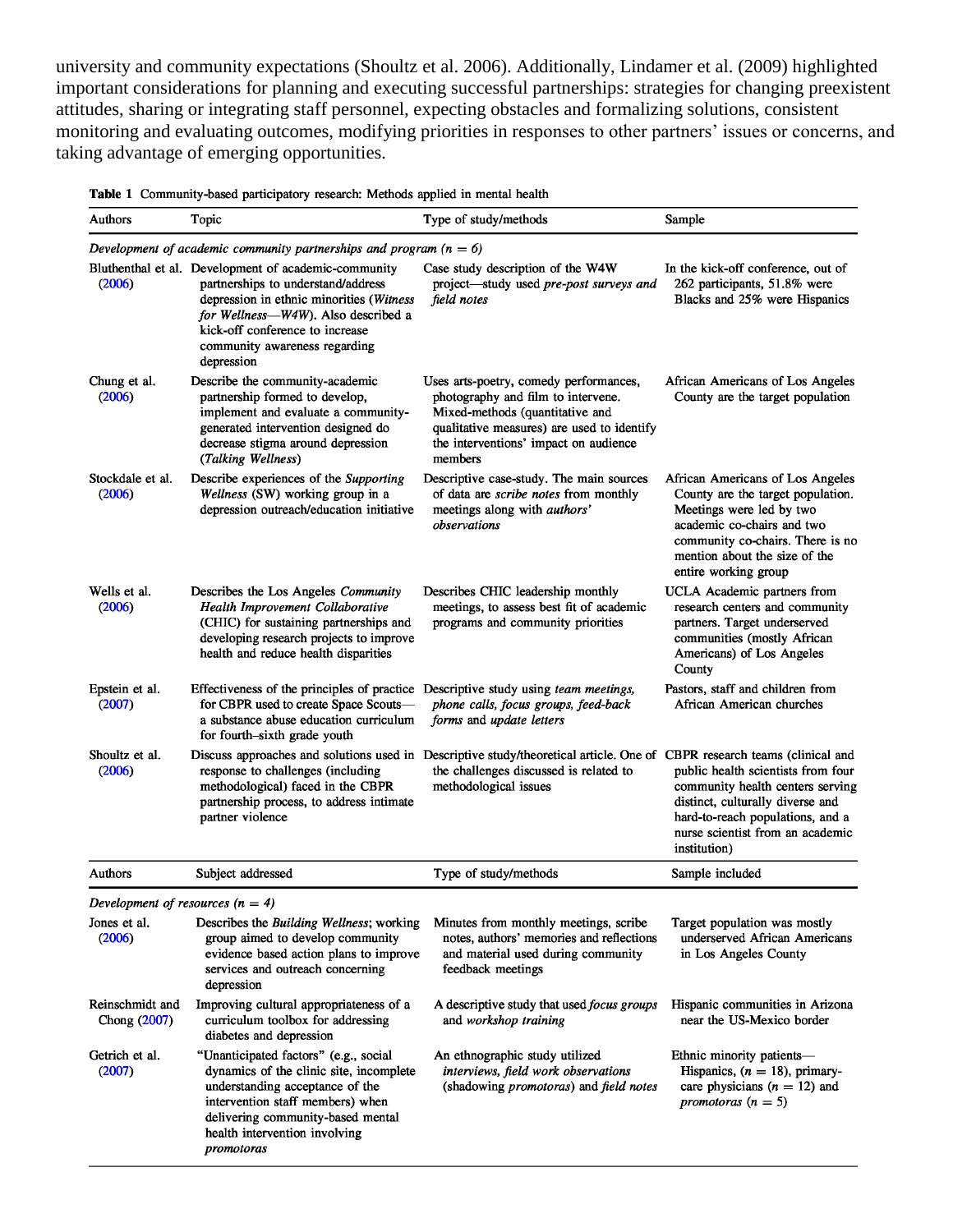university and community expectations (Shoultz et al. 2006). Additionally, Lindamer et al. (2009) highlighted important considerations for planning and executing successful partnerships: strategies for changing preexistent attitudes, sharing or integrating staff personnel, expecting obstacles and formalizing solutions, consistent monitoring and evaluating outcomes, modifying priorities in responses to other partners' issues or concerns, and taking advantage of emerging opportunities.

**Table 1** Community-based participatory research: Methods applied in mental health

| Authors | Topic | Type of study/methods | Sample |
|---|---|---|---|
| *Development of academic community partnerships and program (n = 6)* | | | |
| Bluthenthal et al. (2006) | Development of academic-community partnerships to understand/address depression in ethnic minorities (*Witness for Wellness—W4W*). Also described a kick-off conference to increase community awareness regarding depression | Case study description of the W4W project—study used *pre-post surveys and field notes* | In the kick-off conference, out of 262 participants, 51.8% were Blacks and 25% were Hispanics |
| Chung et al. (2006) | Describe the community-academic partnership formed to develop, implement and evaluate a community-generated intervention designed do decrease stigma around depression (*Talking Wellness*) | Uses arts-poetry, comedy performances, photography and film to intervene. Mixed-methods (quantitative and qualitative measures) are used to identify the interventions' impact on audience members | African Americans of Los Angeles County are the target population |
| Stockdale et al. (2006) | Describe experiences of the *Supporting Wellness* (SW) working group in a depression outreach/education initiative | Descriptive case-study. The main sources of data are *scribe notes* from monthly meetings along with *authors' observations* | African Americans of Los Angeles County are the target population. Meetings were led by two academic co-chairs and two community co-chairs. There is no mention about the size of the entire working group |
| Wells et al. (2006) | Describes the Los Angeles *Community Health Improvement Collaborative* (CHIC) for sustaining partnerships and developing research projects to improve health and reduce health disparities | Describes CHIC leadership monthly meetings, to assess best fit of academic programs and community priorities | UCLA Academic partners from research centers and community partners. Target underserved communities (mostly African Americans) of Los Angeles County |
| Epstein et al. (2007) | Effectiveness of the principles of practice for CBPR used to create Space Scouts—a substance abuse education curriculum for fourth–sixth grade youth | Descriptive study using *team meetings, phone calls, focus groups, feed-back forms* and *update letters* | Pastors, staff and children from African American churches |
| Shoultz et al. (2006) | Discuss approaches and solutions used in response to challenges (including methodological) faced in the CBPR partnership process, to address intimate partner violence | Descriptive study/theoretical article. One of the challenges discussed is related to methodological issues | CBPR research teams (clinical and public health scientists from four community health centers serving distinct, culturally diverse and hard-to-reach populations, and a nurse scientist from an academic institution) |
| **Authors** | **Subject addressed** | **Type of study/methods** | **Sample included** |
| *Development of resources (n = 4)* | | | |
| Jones et al. (2006) | Describes the *Building Wellness*; working group aimed to develop community evidence based action plans to improve services and outreach concerning depression | Minutes from monthly meetings, scribe notes, authors' memories and reflections and material used during community feedback meetings | Target population was mostly underserved African Americans in Los Angeles County |
| Reinschmidt and Chong (2007) | Improving cultural appropriateness of a curriculum toolbox for addressing diabetes and depression | A descriptive study that used *focus groups* and *workshop training* | Hispanic communities in Arizona near the US-Mexico border |
| Getrich et al. (2007) | "Unanticipated factors" (e.g., social dynamics of the clinic site, incomplete understanding acceptance of the intervention staff members) when delivering community-based mental health intervention involving *promotoras* | An ethnographic study utilized *interviews, field work observations* (shadowing *promotoras*) and *field notes* | Ethnic minority patients—Hispanics, ($n = 18$), primary-care physicians ($n = 12$) and *promotoras* ($n = 5$) |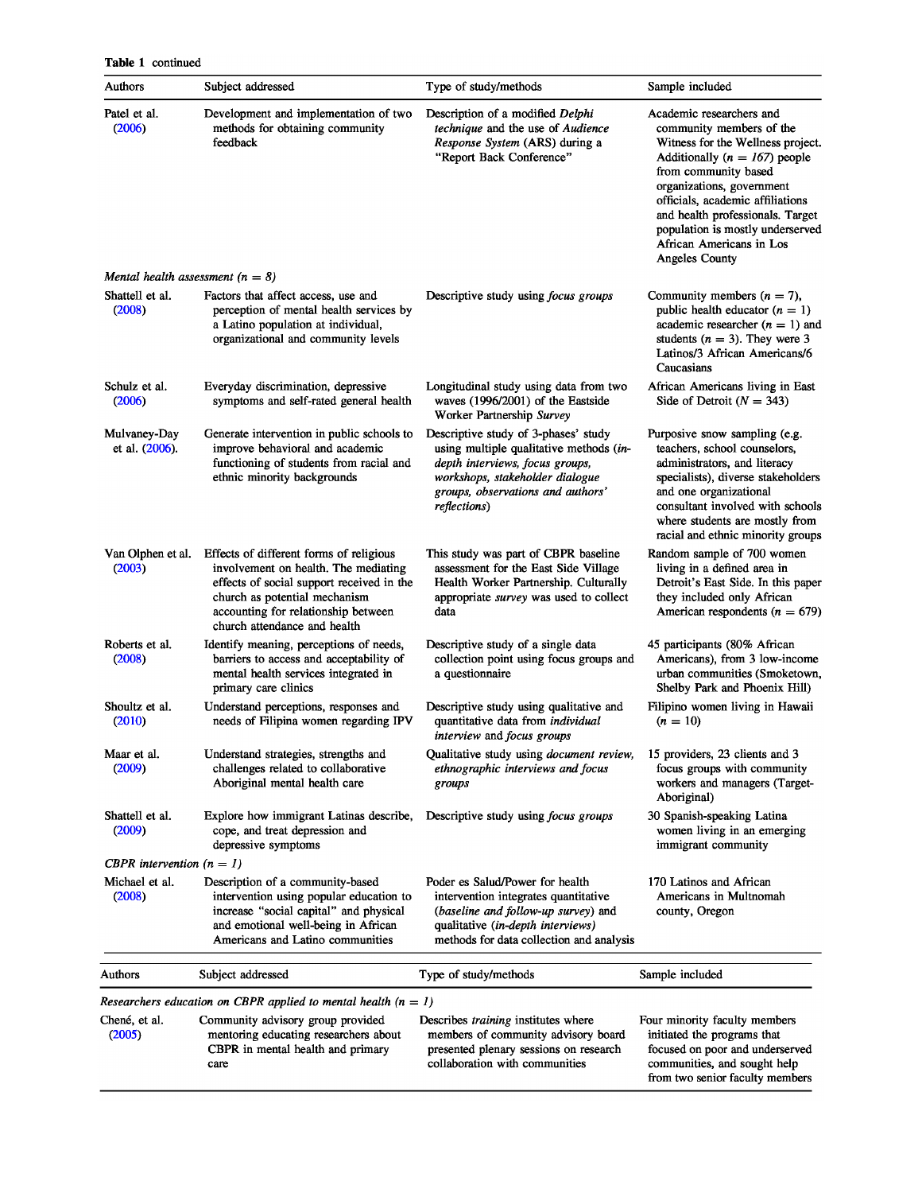**Table 1** continued

| Authors | Subject addressed | Type of study/methods | Sample included |
|---|---|---|---|
| Patel et al. (2006) | Development and implementation of two methods for obtaining community feedback | Description of a modified *Delphi technique* and the use of *Audience Response System* (ARS) during a "Report Back Conference" | Academic researchers and community members of the Witness for the Wellness project. Additionally (*n = 167*) people from community based organizations, government officials, academic affiliations and health professionals. Target population is mostly underserved African Americans in Los Angeles County |
| *Mental health assessment (n = 8)* | | | |
| Shattell et al. (2008) | Factors that affect access, use and perception of mental health services by a Latino population at individual, organizational and community levels | Descriptive study using *focus groups* | Community members (*n* = 7), public health educator (*n* = 1) academic researcher (*n* = 1) and students (*n* = 3). They were 3 Latinos/3 African Americans/6 Caucasians |
| Schulz et al. (2006) | Everyday discrimination, depressive symptoms and self-rated general health | Longitudinal study using data from two waves (1996/2001) of the Eastside Worker Partnership *Survey* | African Americans living in East Side of Detroit (*N* = 343) |
| Mulvaney-Day et al. (2006). | Generate intervention in public schools to improve behavioral and academic functioning of students from racial and ethnic minority backgrounds | Descriptive study of 3-phases' study using multiple qualitative methods (*in-depth interviews, focus groups, workshops, stakeholder dialogue groups, observations and authors' reflections*) | Purposive snow sampling (e.g. teachers, school counselors, administrators, and literacy specialists), diverse stakeholders and one organizational consultant involved with schools where students are mostly from racial and ethnic minority groups |
| Van Olphen et al. (2003) | Effects of different forms of religious involvement on health. The mediating effects of social support received in the church as potential mechanism accounting for relationship between church attendance and health | This study was part of CBPR baseline assessment for the East Side Village Health Worker Partnership. Culturally appropriate *survey* was used to collect data | Random sample of 700 women living in a defined area in Detroit's East Side. In this paper they included only African American respondents (*n* = 679) |
| Roberts et al. (2008) | Identify meaning, perceptions of needs, barriers to access and acceptability of mental health services integrated in primary care clinics | Descriptive study of a single data collection point using focus groups and a questionnaire | 45 participants (80% African Americans), from 3 low-income urban communities (Smoketown, Shelby Park and Phoenix Hill) |
| Shoultz et al. (2010) | Understand perceptions, responses and needs of Filipina women regarding IPV | Descriptive study using qualitative and quantitative data from *individual interview* and *focus groups* | Filipino women living in Hawaii (*n* = 10) |
| Maar et al. (2009) | Understand strategies, strengths and challenges related to collaborative Aboriginal mental health care | Qualitative study using *document review, ethnographic interviews and focus groups* | 15 providers, 23 clients and 3 focus groups with community workers and managers (Target-Aboriginal) |
| Shattell et al. (2009) | Explore how immigrant Latinas describe, cope, and treat depression and depressive symptoms | Descriptive study using *focus groups* | 30 Spanish-speaking Latina women living in an emerging immigrant community |
| *CBPR intervention (n = 1)* | | | |
| Michael et al. (2008) | Description of a community-based intervention using popular education to increase "social capital" and physical and emotional well-being in African Americans and Latino communities | Poder es Salud/Power for health intervention integrates quantitative (*baseline and follow-up survey*) and qualitative (*in-depth interviews)* methods for data collection and analysis | 170 Latinos and African Americans in Multnomah county, Oregon |

| Authors | Subject addressed | Type of study/methods | Sample included |
|---|---|---|---|
| *Researchers education on CBPR applied to mental health (n = 1)* | | | |
| Chené, et al. (2005) | Community advisory group provided mentoring educating researchers about CBPR in mental health and primary care | Describes *training* institutes where members of community advisory board presented plenary sessions on research collaboration with communities | Four minority faculty members initiated the programs that focused on poor and underserved communities, and sought help from two senior faculty members |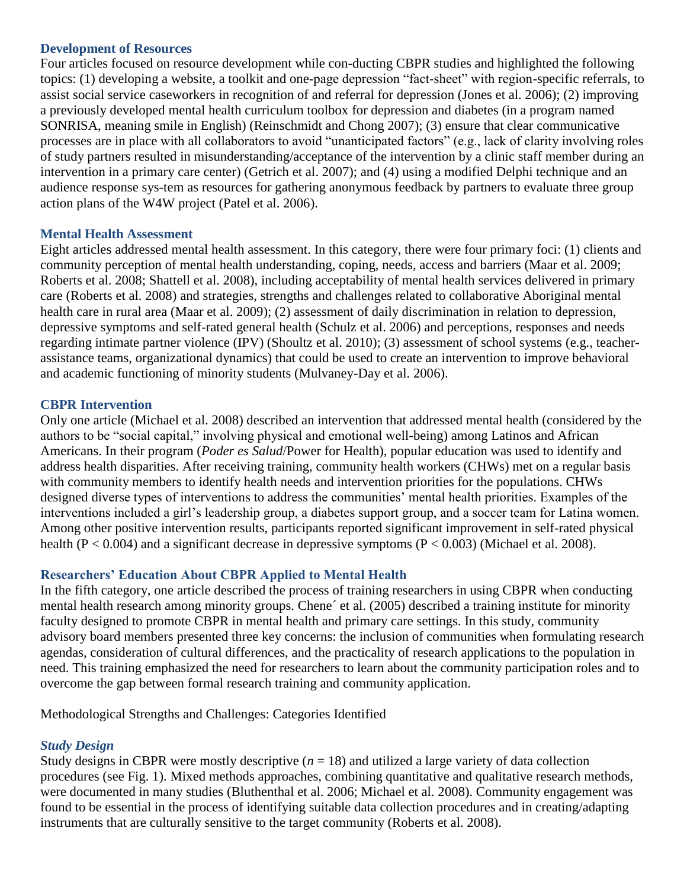### Development of Resources

Four articles focused on resource development while con-ducting CBPR studies and highlighted the following topics: (1) developing a website, a toolkit and one-page depression "fact-sheet" with region-specific referrals, to assist social service caseworkers in recognition of and referral for depression (Jones et al. 2006); (2) improving a previously developed mental health curriculum toolbox for depression and diabetes (in a program named SONRISA, meaning smile in English) (Reinschmidt and Chong 2007); (3) ensure that clear communicative processes are in place with all collaborators to avoid "unanticipated factors" (e.g., lack of clarity involving roles of study partners resulted in misunderstanding/acceptance of the intervention by a clinic staff member during an intervention in a primary care center) (Getrich et al. 2007); and (4) using a modified Delphi technique and an audience response sys-tem as resources for gathering anonymous feedback by partners to evaluate three group action plans of the W4W project (Patel et al. 2006).

### Mental Health Assessment

Eight articles addressed mental health assessment. In this category, there were four primary foci: (1) clients and community perception of mental health understanding, coping, needs, access and barriers (Maar et al. 2009; Roberts et al. 2008; Shattell et al. 2008), including acceptability of mental health services delivered in primary care (Roberts et al. 2008) and strategies, strengths and challenges related to collaborative Aboriginal mental health care in rural area (Maar et al. 2009); (2) assessment of daily discrimination in relation to depression, depressive symptoms and self-rated general health (Schulz et al. 2006) and perceptions, responses and needs regarding intimate partner violence (IPV) (Shoultz et al. 2010); (3) assessment of school systems (e.g., teacher-assistance teams, organizational dynamics) that could be used to create an intervention to improve behavioral and academic functioning of minority students (Mulvaney-Day et al. 2006).

### CBPR Intervention

Only one article (Michael et al. 2008) described an intervention that addressed mental health (considered by the authors to be "social capital," involving physical and emotional well-being) among Latinos and African Americans. In their program (*Poder es Salud*/Power for Health), popular education was used to identify and address health disparities. After receiving training, community health workers (CHWs) met on a regular basis with community members to identify health needs and intervention priorities for the populations. CHWs designed diverse types of interventions to address the communities' mental health priorities. Examples of the interventions included a girl's leadership group, a diabetes support group, and a soccer team for Latina women. Among other positive intervention results, participants reported significant improvement in self-rated physical health ($P < 0.004$) and a significant decrease in depressive symptoms ($P < 0.003$) (Michael et al. 2008).

### Researchers' Education About CBPR Applied to Mental Health

In the fifth category, one article described the process of training researchers in using CBPR when conducting mental health research among minority groups. Chene´ et al. (2005) described a training institute for minority faculty designed to promote CBPR in mental health and primary care settings. In this study, community advisory board members presented three key concerns: the inclusion of communities when formulating research agendas, consideration of cultural differences, and the practicality of research applications to the population in need. This training emphasized the need for researchers to learn about the community participation roles and to overcome the gap between formal research training and community application.

Methodological Strengths and Challenges: Categories Identified

#### *Study Design*

Study designs in CBPR were mostly descriptive ($n = 18$) and utilized a large variety of data collection procedures (see Fig. 1). Mixed methods approaches, combining quantitative and qualitative research methods, were documented in many studies (Bluthenthal et al. 2006; Michael et al. 2008). Community engagement was found to be essential in the process of identifying suitable data collection procedures and in creating/adapting instruments that are culturally sensitive to the target community (Roberts et al. 2008).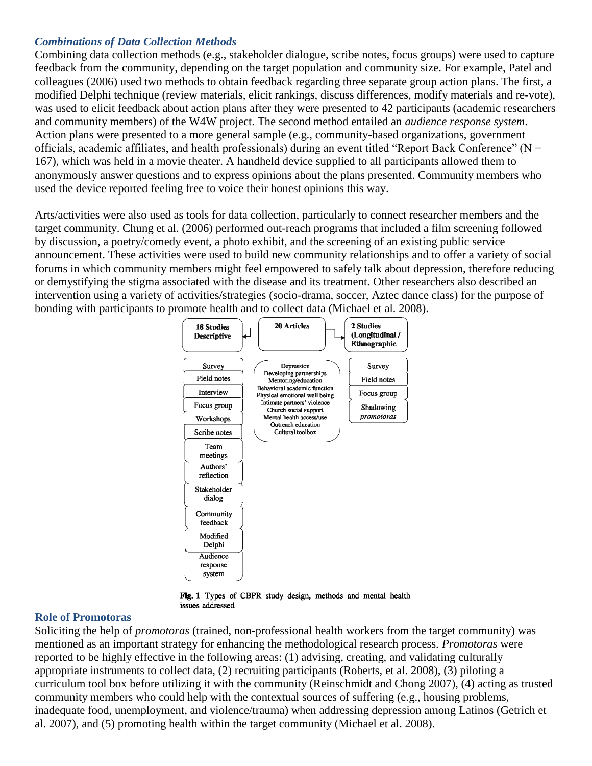### *Combinations of Data Collection Methods*

Combining data collection methods (e.g., stakeholder dialogue, scribe notes, focus groups) were used to capture feedback from the community, depending on the target population and community size. For example, Patel and colleagues (2006) used two methods to obtain feedback regarding three separate group action plans. The first, a modified Delphi technique (review materials, elicit rankings, discuss differences, modify materials and re-vote), was used to elicit feedback about action plans after they were presented to 42 participants (academic researchers and community members) of the W4W project. The second method entailed an *audience response system*. Action plans were presented to a more general sample (e.g., community-based organizations, government officials, academic affiliates, and health professionals) during an event titled "Report Back Conference" (N = 167), which was held in a movie theater. A handheld device supplied to all participants allowed them to anonymously answer questions and to express opinions about the plans presented. Community members who used the device reported feeling free to voice their honest opinions this way.

Arts/activities were also used as tools for data collection, particularly to connect researcher members and the target community. Chung et al. (2006) performed out-reach programs that included a film screening followed by discussion, a poetry/comedy event, a photo exhibit, and the screening of an existing public service announcement. These activities were used to build new community relationships and to offer a variety of social forums in which community members might feel empowered to safely talk about depression, therefore reducing or demystifying the stigma associated with the disease and its treatment. Other researchers also described an intervention using a variety of activities/strategies (socio-drama, soccer, Aztec dance class) for the purpose of bonding with participants to promote health and to collect data (Michael et al. 2008).

| 18 Studies Descriptive | 20 Articles | 2 Studies (Longitudinal / Ethnographic) |
|---|---|---|
| Survey | Depression | Survey |
| Field notes | Developing partnerships | Field notes |
| Interview | Mentoring/education | Focus group |
| Focus group | Behavioral academic function | Shadowing *promotoras* |
| Workshops | Physical emotional well being | |
| Scribe notes | Intimate partners' violence | |
| Team meetings | Church social support | |
| Authors' reflection | Mental health access/use | |
| Stakeholder dialog | Outreach education | |
| Community feedback | Cultural toolbox | |
| Modified Delphi | | |
| Audience response system | | |

**Fig. 1** Types of CBPR study design, methods and mental health issues addressed

## Role of Promotoras

Soliciting the help of *promotoras* (trained, non-professional health workers from the target community) was mentioned as an important strategy for enhancing the methodological research process. *Promotoras* were reported to be highly effective in the following areas: (1) advising, creating, and validating culturally appropriate instruments to collect data, (2) recruiting participants (Roberts, et al. 2008), (3) piloting a curriculum tool box before utilizing it with the community (Reinschmidt and Chong 2007), (4) acting as trusted community members who could help with the contextual sources of suffering (e.g., housing problems, inadequate food, unemployment, and violence/trauma) when addressing depression among Latinos (Getrich et al. 2007), and (5) promoting health within the target community (Michael et al. 2008).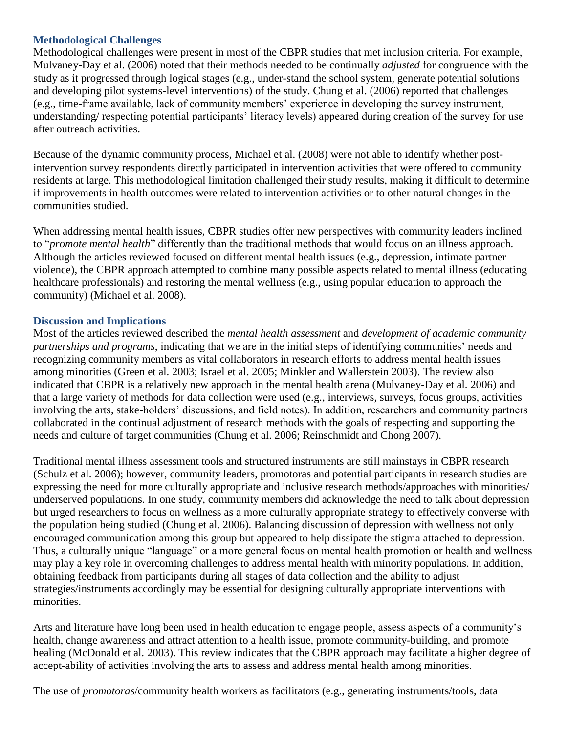### Methodological Challenges

Methodological challenges were present in most of the CBPR studies that met inclusion criteria. For example, Mulvaney-Day et al. (2006) noted that their methods needed to be continually *adjusted* for congruence with the study as it progressed through logical stages (e.g., under-stand the school system, generate potential solutions and developing pilot systems-level interventions) of the study. Chung et al. (2006) reported that challenges (e.g., time-frame available, lack of community members' experience in developing the survey instrument, understanding/ respecting potential participants' literacy levels) appeared during creation of the survey for use after outreach activities.

Because of the dynamic community process, Michael et al. (2008) were not able to identify whether post-intervention survey respondents directly participated in intervention activities that were offered to community residents at large. This methodological limitation challenged their study results, making it difficult to determine if improvements in health outcomes were related to intervention activities or to other natural changes in the communities studied.

When addressing mental health issues, CBPR studies offer new perspectives with community leaders inclined to "*promote mental health*" differently than the traditional methods that would focus on an illness approach. Although the articles reviewed focused on different mental health issues (e.g., depression, intimate partner violence), the CBPR approach attempted to combine many possible aspects related to mental illness (educating healthcare professionals) and restoring the mental wellness (e.g., using popular education to approach the community) (Michael et al. 2008).

### Discussion and Implications

Most of the articles reviewed described the *mental health assessment* and *development of academic community partnerships and programs*, indicating that we are in the initial steps of identifying communities' needs and recognizing community members as vital collaborators in research efforts to address mental health issues among minorities (Green et al. 2003; Israel et al. 2005; Minkler and Wallerstein 2003). The review also indicated that CBPR is a relatively new approach in the mental health arena (Mulvaney-Day et al. 2006) and that a large variety of methods for data collection were used (e.g., interviews, surveys, focus groups, activities involving the arts, stake-holders' discussions, and field notes). In addition, researchers and community partners collaborated in the continual adjustment of research methods with the goals of respecting and supporting the needs and culture of target communities (Chung et al. 2006; Reinschmidt and Chong 2007).

Traditional mental illness assessment tools and structured instruments are still mainstays in CBPR research (Schulz et al. 2006); however, community leaders, promotoras and potential participants in research studies are expressing the need for more culturally appropriate and inclusive research methods/approaches with minorities/ underserved populations. In one study, community members did acknowledge the need to talk about depression but urged researchers to focus on wellness as a more culturally appropriate strategy to effectively converse with the population being studied (Chung et al. 2006). Balancing discussion of depression with wellness not only encouraged communication among this group but appeared to help dissipate the stigma attached to depression. Thus, a culturally unique "language" or a more general focus on mental health promotion or health and wellness may play a key role in overcoming challenges to address mental health with minority populations. In addition, obtaining feedback from participants during all stages of data collection and the ability to adjust strategies/instruments accordingly may be essential for designing culturally appropriate interventions with minorities.

Arts and literature have long been used in health education to engage people, assess aspects of a community's health, change awareness and attract attention to a health issue, promote community-building, and promote healing (McDonald et al. 2003). This review indicates that the CBPR approach may facilitate a higher degree of accept-ability of activities involving the arts to assess and address mental health among minorities.

The use of *promotoras*/community health workers as facilitators (e.g., generating instruments/tools, data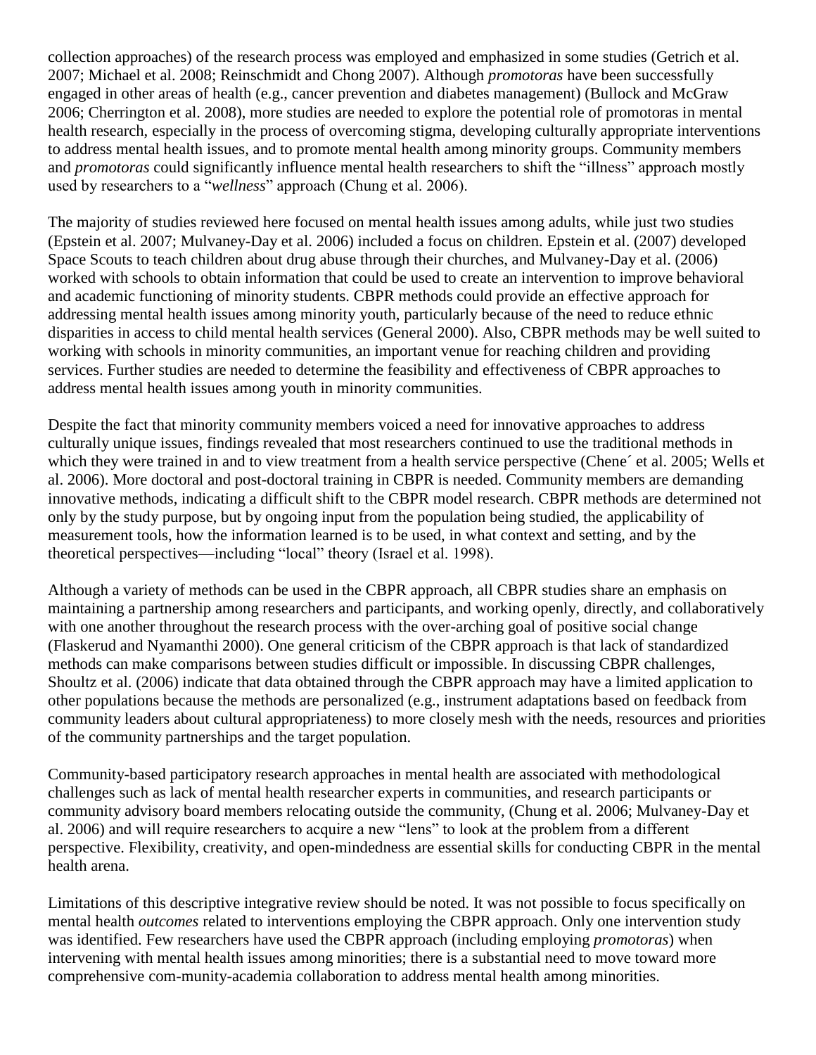collection approaches) of the research process was employed and emphasized in some studies (Getrich et al. 2007; Michael et al. 2008; Reinschmidt and Chong 2007). Although *promotoras* have been successfully engaged in other areas of health (e.g., cancer prevention and diabetes management) (Bullock and McGraw 2006; Cherrington et al. 2008), more studies are needed to explore the potential role of promotoras in mental health research, especially in the process of overcoming stigma, developing culturally appropriate interventions to address mental health issues, and to promote mental health among minority groups. Community members and *promotoras* could significantly influence mental health researchers to shift the "illness" approach mostly used by researchers to a "*wellness*" approach (Chung et al. 2006).

The majority of studies reviewed here focused on mental health issues among adults, while just two studies (Epstein et al. 2007; Mulvaney-Day et al. 2006) included a focus on children. Epstein et al. (2007) developed Space Scouts to teach children about drug abuse through their churches, and Mulvaney-Day et al. (2006) worked with schools to obtain information that could be used to create an intervention to improve behavioral and academic functioning of minority students. CBPR methods could provide an effective approach for addressing mental health issues among minority youth, particularly because of the need to reduce ethnic disparities in access to child mental health services (General 2000). Also, CBPR methods may be well suited to working with schools in minority communities, an important venue for reaching children and providing services. Further studies are needed to determine the feasibility and effectiveness of CBPR approaches to address mental health issues among youth in minority communities.

Despite the fact that minority community members voiced a need for innovative approaches to address culturally unique issues, findings revealed that most researchers continued to use the traditional methods in which they were trained in and to view treatment from a health service perspective (Chene´ et al. 2005; Wells et al. 2006). More doctoral and post-doctoral training in CBPR is needed. Community members are demanding innovative methods, indicating a difficult shift to the CBPR model research. CBPR methods are determined not only by the study purpose, but by ongoing input from the population being studied, the applicability of measurement tools, how the information learned is to be used, in what context and setting, and by the theoretical perspectives—including "local" theory (Israel et al. 1998).

Although a variety of methods can be used in the CBPR approach, all CBPR studies share an emphasis on maintaining a partnership among researchers and participants, and working openly, directly, and collaboratively with one another throughout the research process with the over-arching goal of positive social change (Flaskerud and Nyamanthi 2000). One general criticism of the CBPR approach is that lack of standardized methods can make comparisons between studies difficult or impossible. In discussing CBPR challenges, Shoultz et al. (2006) indicate that data obtained through the CBPR approach may have a limited application to other populations because the methods are personalized (e.g., instrument adaptations based on feedback from community leaders about cultural appropriateness) to more closely mesh with the needs, resources and priorities of the community partnerships and the target population.

Community-based participatory research approaches in mental health are associated with methodological challenges such as lack of mental health researcher experts in communities, and research participants or community advisory board members relocating outside the community, (Chung et al. 2006; Mulvaney-Day et al. 2006) and will require researchers to acquire a new "lens" to look at the problem from a different perspective. Flexibility, creativity, and open-mindedness are essential skills for conducting CBPR in the mental health arena.

Limitations of this descriptive integrative review should be noted. It was not possible to focus specifically on mental health *outcomes* related to interventions employing the CBPR approach. Only one intervention study was identified. Few researchers have used the CBPR approach (including employing *promotoras*) when intervening with mental health issues among minorities; there is a substantial need to move toward more comprehensive com-munity-academia collaboration to address mental health among minorities.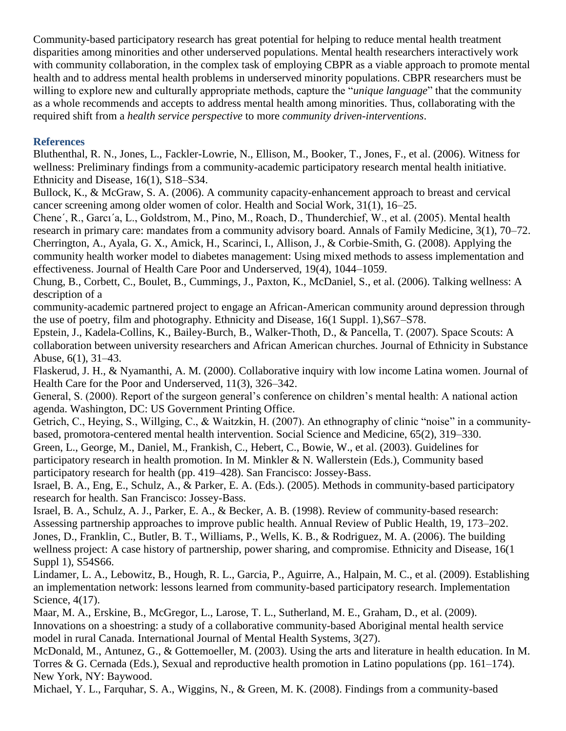Community-based participatory research has great potential for helping to reduce mental health treatment disparities among minorities and other underserved populations. Mental health researchers interactively work with community collaboration, in the complex task of employing CBPR as a viable approach to promote mental health and to address mental health problems in underserved minority populations. CBPR researchers must be willing to explore new and culturally appropriate methods, capture the "*unique language*" that the community as a whole recommends and accepts to address mental health among minorities. Thus, collaborating with the required shift from a *health service perspective* to more *community driven-interventions*.

## References

Bluthenthal, R. N., Jones, L., Fackler-Lowrie, N., Ellison, M., Booker, T., Jones, F., et al. (2006). Witness for wellness: Preliminary findings from a community-academic participatory research mental health initiative. Ethnicity and Disease, 16(1), S18–S34.

Bullock, K., & McGraw, S. A. (2006). A community capacity-enhancement approach to breast and cervical cancer screening among older women of color. Health and Social Work, 31(1), 16–25.

Chene´, R., Garcı´a, L., Goldstrom, M., Pino, M., Roach, D., Thunderchief, W., et al. (2005). Mental health research in primary care: mandates from a community advisory board. Annals of Family Medicine, 3(1), 70–72.

Cherrington, A., Ayala, G. X., Amick, H., Scarinci, I., Allison, J., & Corbie-Smith, G. (2008). Applying the community health worker model to diabetes management: Using mixed methods to assess implementation and effectiveness. Journal of Health Care Poor and Underserved, 19(4), 1044–1059.

Chung, B., Corbett, C., Boulet, B., Cummings, J., Paxton, K., McDaniel, S., et al. (2006). Talking wellness: A description of a community-academic partnered project to engage an African-American community around depression through the use of poetry, film and photography. Ethnicity and Disease, 16(1 Suppl. 1),S67–S78.

Epstein, J., Kadela-Collins, K., Bailey-Burch, B., Walker-Thoth, D., & Pancella, T. (2007). Space Scouts: A collaboration between university researchers and African American churches. Journal of Ethnicity in Substance Abuse, 6(1), 31–43.

Flaskerud, J. H., & Nyamanthi, A. M. (2000). Collaborative inquiry with low income Latina women. Journal of Health Care for the Poor and Underserved, 11(3), 326–342.

General, S. (2000). Report of the surgeon general's conference on children's mental health: A national action agenda. Washington, DC: US Government Printing Office.

Getrich, C., Heying, S., Willging, C., & Waitzkin, H. (2007). An ethnography of clinic "noise" in a community-based, promotora-centered mental health intervention. Social Science and Medicine, 65(2), 319–330.

Green, L., George, M., Daniel, M., Frankish, C., Hebert, C., Bowie, W., et al. (2003). Guidelines for participatory research in health promotion. In M. Minkler & N. Wallerstein (Eds.), Community based participatory research for health (pp. 419–428). San Francisco: Jossey-Bass.

Israel, B. A., Eng, E., Schulz, A., & Parker, E. A. (Eds.). (2005). Methods in community-based participatory research for health. San Francisco: Jossey-Bass.

Israel, B. A., Schulz, A. J., Parker, E. A., & Becker, A. B. (1998). Review of community-based research: Assessing partnership approaches to improve public health. Annual Review of Public Health, 19, 173–202.

Jones, D., Franklin, C., Butler, B. T., Williams, P., Wells, K. B., & Rodriguez, M. A. (2006). The building wellness project: A case history of partnership, power sharing, and compromise. Ethnicity and Disease, 16(1 Suppl 1), S54S66.

Lindamer, L. A., Lebowitz, B., Hough, R. L., Garcia, P., Aguirre, A., Halpain, M. C., et al. (2009). Establishing an implementation network: lessons learned from community-based participatory research. Implementation Science, 4(17).

Maar, M. A., Erskine, B., McGregor, L., Larose, T. L., Sutherland, M. E., Graham, D., et al. (2009). Innovations on a shoestring: a study of a collaborative community-based Aboriginal mental health service model in rural Canada. International Journal of Mental Health Systems, 3(27).

McDonald, M., Antunez, G., & Gottemoeller, M. (2003). Using the arts and literature in health education. In M. Torres & G. Cernada (Eds.), Sexual and reproductive health promotion in Latino populations (pp. 161–174). New York, NY: Baywood.

Michael, Y. L., Farquhar, S. A., Wiggins, N., & Green, M. K. (2008). Findings from a community-based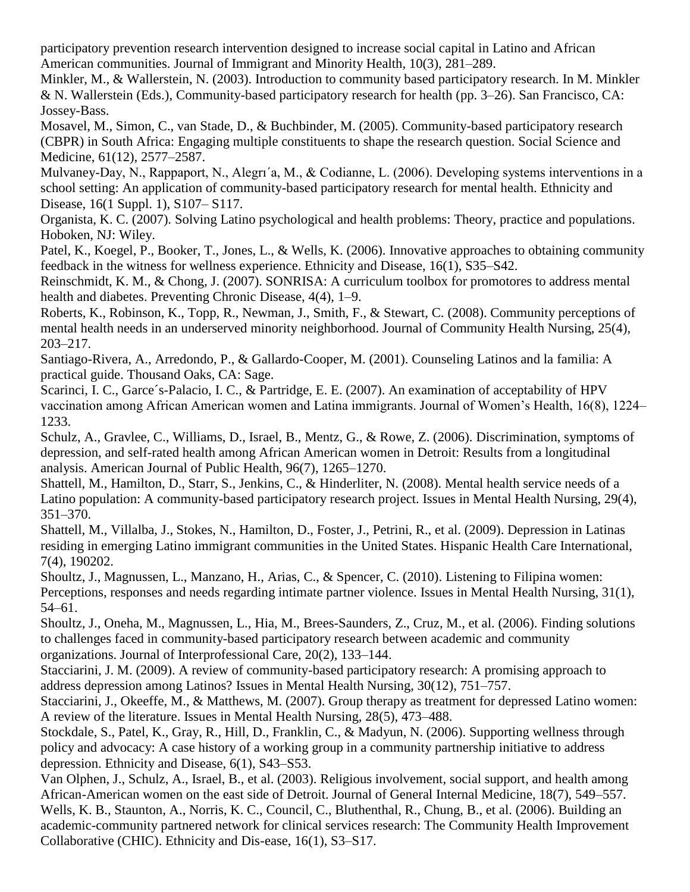participatory prevention research intervention designed to increase social capital in Latino and African American communities. Journal of Immigrant and Minority Health, 10(3), 281–289.

Minkler, M., & Wallerstein, N. (2003). Introduction to community based participatory research. In M. Minkler & N. Wallerstein (Eds.), Community-based participatory research for health (pp. 3–26). San Francisco, CA: Jossey-Bass.

Mosavel, M., Simon, C., van Stade, D., & Buchbinder, M. (2005). Community-based participatory research (CBPR) in South Africa: Engaging multiple constituents to shape the research question. Social Science and Medicine, 61(12), 2577–2587.

Mulvaney-Day, N., Rappaport, N., Alegrı´a, M., & Codianne, L. (2006). Developing systems interventions in a school setting: An application of community-based participatory research for mental health. Ethnicity and Disease, 16(1 Suppl. 1), S107– S117.

Organista, K. C. (2007). Solving Latino psychological and health problems: Theory, practice and populations. Hoboken, NJ: Wiley.

Patel, K., Koegel, P., Booker, T., Jones, L., & Wells, K. (2006). Innovative approaches to obtaining community feedback in the witness for wellness experience. Ethnicity and Disease, 16(1), S35–S42.

Reinschmidt, K. M., & Chong, J. (2007). SONRISA: A curriculum toolbox for promotores to address mental health and diabetes. Preventing Chronic Disease, 4(4), 1–9.

Roberts, K., Robinson, K., Topp, R., Newman, J., Smith, F., & Stewart, C. (2008). Community perceptions of mental health needs in an underserved minority neighborhood. Journal of Community Health Nursing, 25(4), 203–217.

Santiago-Rivera, A., Arredondo, P., & Gallardo-Cooper, M. (2001). Counseling Latinos and la familia: A practical guide. Thousand Oaks, CA: Sage.

Scarinci, I. C., Garce´s-Palacio, I. C., & Partridge, E. E. (2007). An examination of acceptability of HPV vaccination among African American women and Latina immigrants. Journal of Women's Health, 16(8), 1224–1233.

Schulz, A., Gravlee, C., Williams, D., Israel, B., Mentz, G., & Rowe, Z. (2006). Discrimination, symptoms of depression, and self-rated health among African American women in Detroit: Results from a longitudinal analysis. American Journal of Public Health, 96(7), 1265–1270.

Shattell, M., Hamilton, D., Starr, S., Jenkins, C., & Hinderliter, N. (2008). Mental health service needs of a Latino population: A community-based participatory research project. Issues in Mental Health Nursing, 29(4), 351–370.

Shattell, M., Villalba, J., Stokes, N., Hamilton, D., Foster, J., Petrini, R., et al. (2009). Depression in Latinas residing in emerging Latino immigrant communities in the United States. Hispanic Health Care International, 7(4), 190202.

Shoultz, J., Magnussen, L., Manzano, H., Arias, C., & Spencer, C. (2010). Listening to Filipina women: Perceptions, responses and needs regarding intimate partner violence. Issues in Mental Health Nursing, 31(1), 54–61.

Shoultz, J., Oneha, M., Magnussen, L., Hia, M., Brees-Saunders, Z., Cruz, M., et al. (2006). Finding solutions to challenges faced in community-based participatory research between academic and community organizations. Journal of Interprofessional Care, 20(2), 133–144.

Stacciarini, J. M. (2009). A review of community-based participatory research: A promising approach to address depression among Latinos? Issues in Mental Health Nursing, 30(12), 751–757.

Stacciarini, J., Okeeffe, M., & Matthews, M. (2007). Group therapy as treatment for depressed Latino women: A review of the literature. Issues in Mental Health Nursing, 28(5), 473–488.

Stockdale, S., Patel, K., Gray, R., Hill, D., Franklin, C., & Madyun, N. (2006). Supporting wellness through policy and advocacy: A case history of a working group in a community partnership initiative to address depression. Ethnicity and Disease, 6(1), S43–S53.

Van Olphen, J., Schulz, A., Israel, B., et al. (2003). Religious involvement, social support, and health among African-American women on the east side of Detroit. Journal of General Internal Medicine, 18(7), 549–557.

Wells, K. B., Staunton, A., Norris, K. C., Council, C., Bluthenthal, R., Chung, B., et al. (2006). Building an academic-community partnered network for clinical services research: The Community Health Improvement Collaborative (CHIC). Ethnicity and Dis-ease, 16(1), S3–S17.